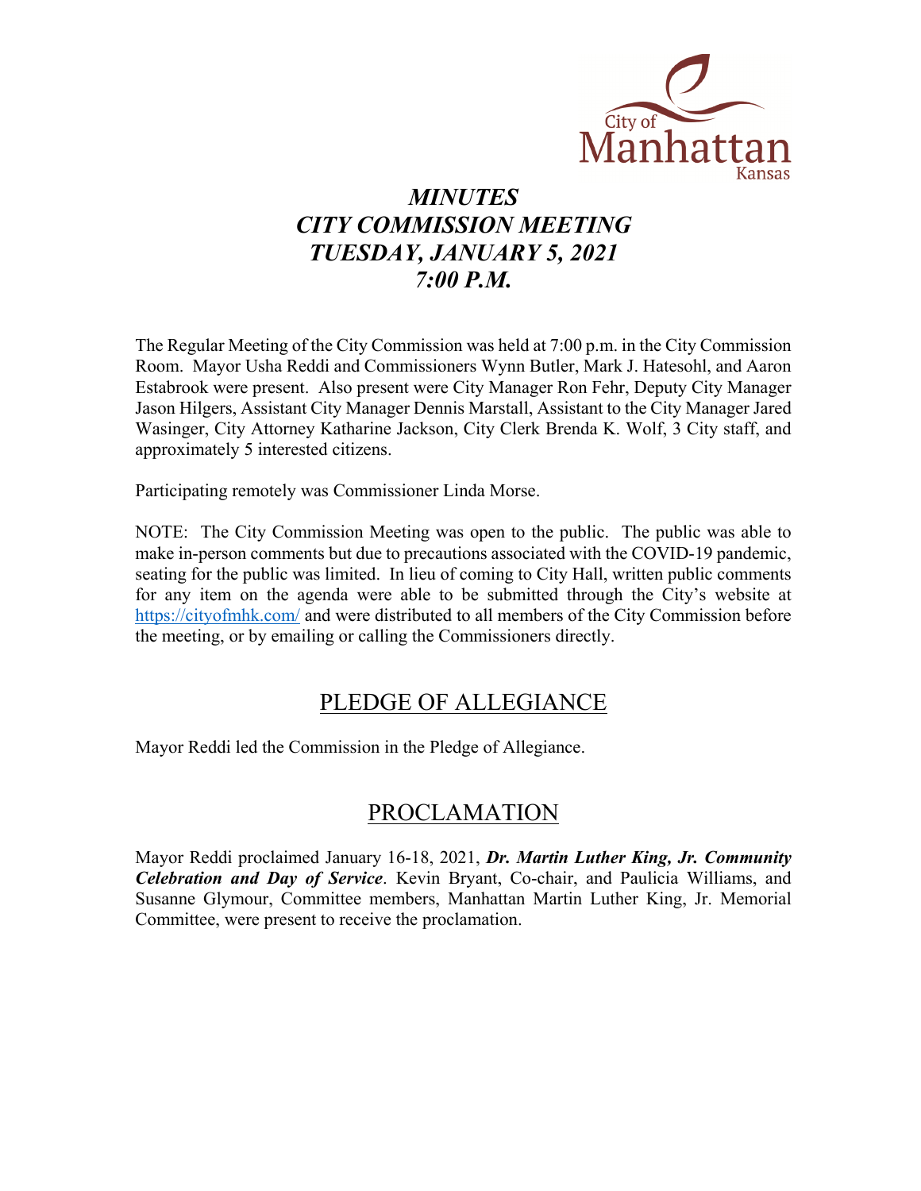City of Manhattan Kansas

# *MINUTES*
# *CITY COMMISSION MEETING*
# *TUESDAY, JANUARY 5, 2021*
# *7:00 P.M.*

The Regular Meeting of the City Commission was held at 7:00 p.m. in the City Commission Room. Mayor Usha Reddi and Commissioners Wynn Butler, Mark J. Hatesohl, and Aaron Estabrook were present. Also present were City Manager Ron Fehr, Deputy City Manager Jason Hilgers, Assistant City Manager Dennis Marstall, Assistant to the City Manager Jared Wasinger, City Attorney Katharine Jackson, City Clerk Brenda K. Wolf, 3 City staff, and approximately 5 interested citizens.

Participating remotely was Commissioner Linda Morse.

NOTE: The City Commission Meeting was open to the public. The public was able to make in-person comments but due to precautions associated with the COVID-19 pandemic, seating for the public was limited. In lieu of coming to City Hall, written public comments for any item on the agenda were able to be submitted through the City's website at https://cityofmhk.com/ and were distributed to all members of the City Commission before the meeting, or by emailing or calling the Commissioners directly.

## PLEDGE OF ALLEGIANCE

Mayor Reddi led the Commission in the Pledge of Allegiance.

## PROCLAMATION

Mayor Reddi proclaimed January 16-18, 2021, ***Dr. Martin Luther King, Jr. Community Celebration and Day of Service***. Kevin Bryant, Co-chair, and Paulicia Williams, and Susanne Glymour, Committee members, Manhattan Martin Luther King, Jr. Memorial Committee, were present to receive the proclamation.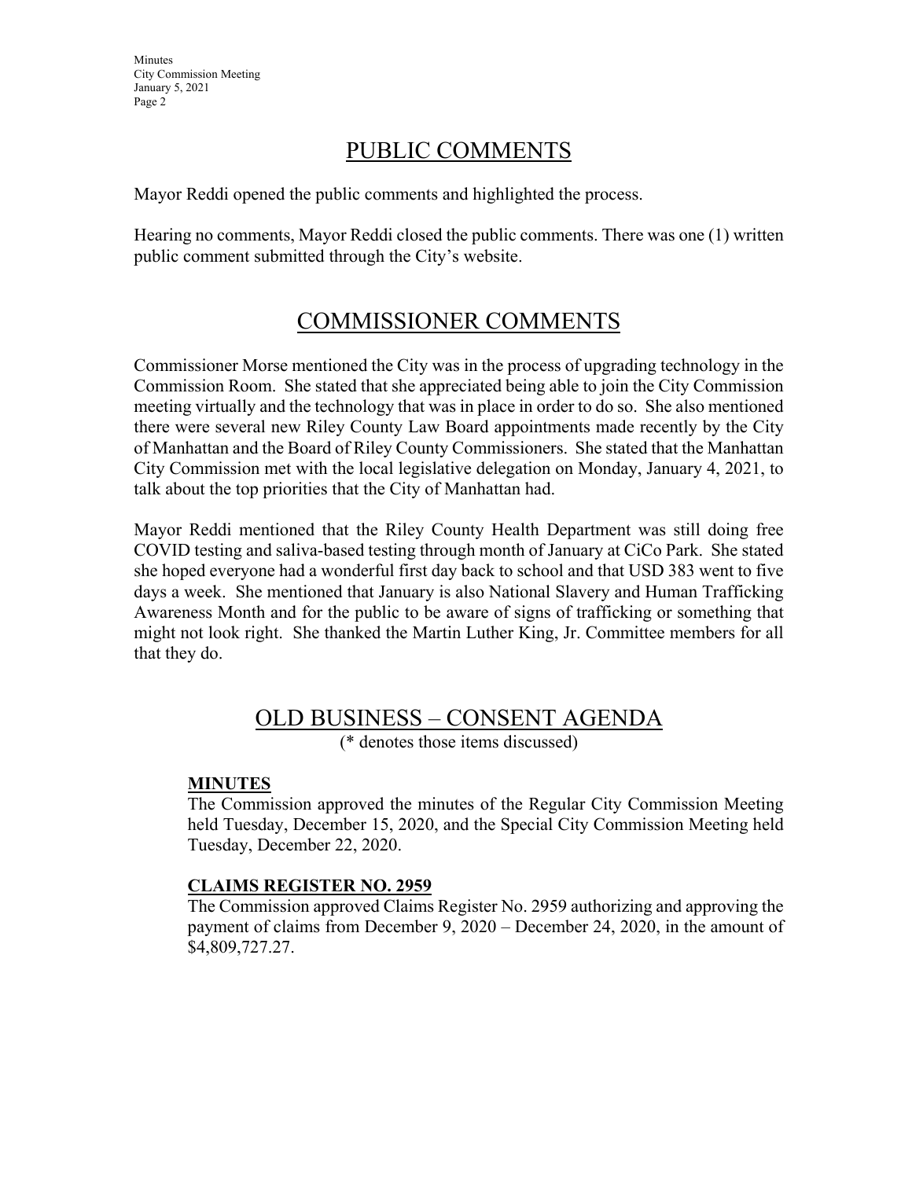## PUBLIC COMMENTS

Mayor Reddi opened the public comments and highlighted the process.

Hearing no comments, Mayor Reddi closed the public comments. There was one (1) written public comment submitted through the City's website.

## COMMISSIONER COMMENTS

Commissioner Morse mentioned the City was in the process of upgrading technology in the Commission Room. She stated that she appreciated being able to join the City Commission meeting virtually and the technology that was in place in order to do so. She also mentioned there were several new Riley County Law Board appointments made recently by the City of Manhattan and the Board of Riley County Commissioners. She stated that the Manhattan City Commission met with the local legislative delegation on Monday, January 4, 2021, to talk about the top priorities that the City of Manhattan had.

Mayor Reddi mentioned that the Riley County Health Department was still doing free COVID testing and saliva-based testing through month of January at CiCo Park. She stated she hoped everyone had a wonderful first day back to school and that USD 383 went to five days a week. She mentioned that January is also National Slavery and Human Trafficking Awareness Month and for the public to be aware of signs of trafficking or something that might not look right. She thanked the Martin Luther King, Jr. Committee members for all that they do.

## OLD BUSINESS – CONSENT AGENDA

(* denotes those items discussed)

**MINUTES**

The Commission approved the minutes of the Regular City Commission Meeting held Tuesday, December 15, 2020, and the Special City Commission Meeting held Tuesday, December 22, 2020.

**CLAIMS REGISTER NO. 2959**

The Commission approved Claims Register No. 2959 authorizing and approving the payment of claims from December 9, 2020 – December 24, 2020, in the amount of $4,809,727.27.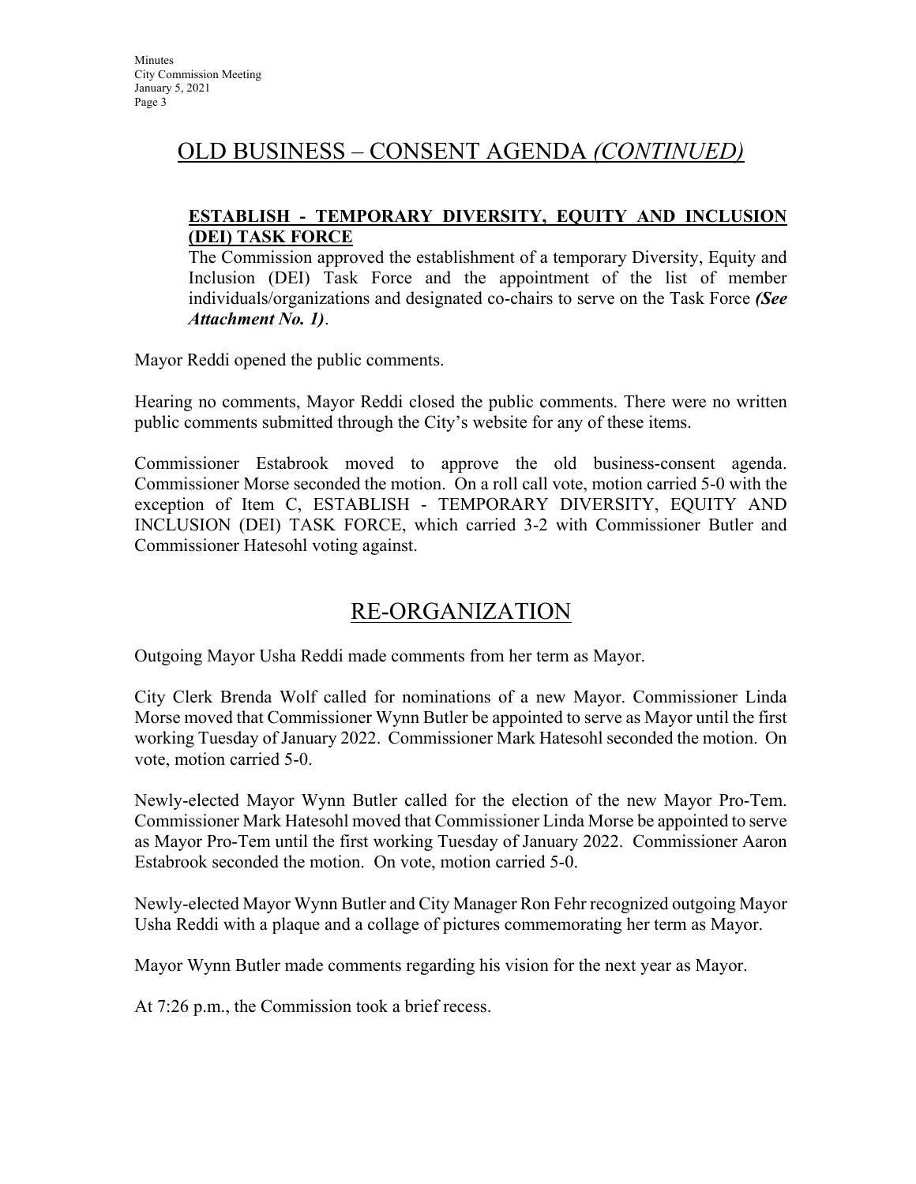## OLD BUSINESS – CONSENT AGENDA *(CONTINUED)*

**ESTABLISH - TEMPORARY DIVERSITY, EQUITY AND INCLUSION (DEI) TASK FORCE**

The Commission approved the establishment of a temporary Diversity, Equity and Inclusion (DEI) Task Force and the appointment of the list of member individuals/organizations and designated co-chairs to serve on the Task Force ***(See Attachment No. 1)***.

Mayor Reddi opened the public comments.

Hearing no comments, Mayor Reddi closed the public comments. There were no written public comments submitted through the City's website for any of these items.

Commissioner Estabrook moved to approve the old business-consent agenda. Commissioner Morse seconded the motion. On a roll call vote, motion carried 5-0 with the exception of Item C, ESTABLISH - TEMPORARY DIVERSITY, EQUITY AND INCLUSION (DEI) TASK FORCE, which carried 3-2 with Commissioner Butler and Commissioner Hatesohl voting against.

## RE-ORGANIZATION

Outgoing Mayor Usha Reddi made comments from her term as Mayor.

City Clerk Brenda Wolf called for nominations of a new Mayor. Commissioner Linda Morse moved that Commissioner Wynn Butler be appointed to serve as Mayor until the first working Tuesday of January 2022. Commissioner Mark Hatesohl seconded the motion. On vote, motion carried 5-0.

Newly-elected Mayor Wynn Butler called for the election of the new Mayor Pro-Tem. Commissioner Mark Hatesohl moved that Commissioner Linda Morse be appointed to serve as Mayor Pro-Tem until the first working Tuesday of January 2022. Commissioner Aaron Estabrook seconded the motion. On vote, motion carried 5-0.

Newly-elected Mayor Wynn Butler and City Manager Ron Fehr recognized outgoing Mayor Usha Reddi with a plaque and a collage of pictures commemorating her term as Mayor.

Mayor Wynn Butler made comments regarding his vision for the next year as Mayor.

At 7:26 p.m., the Commission took a brief recess.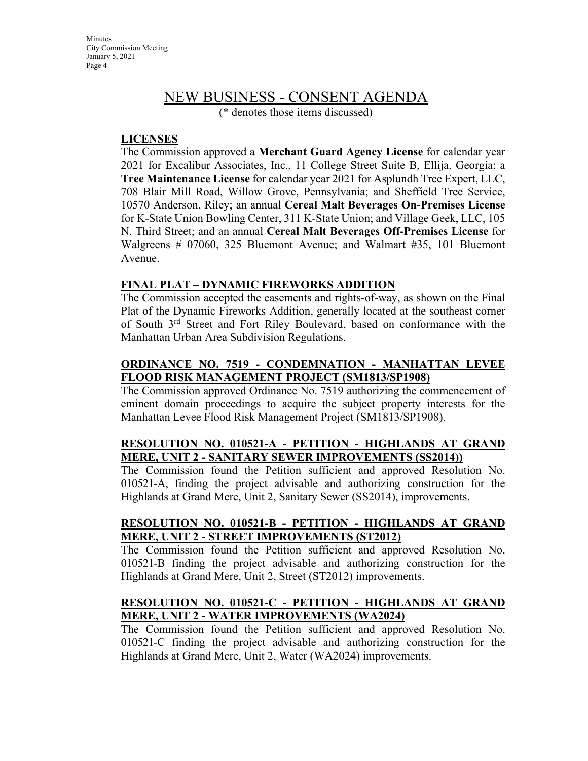# NEW BUSINESS - CONSENT AGENDA

(* denotes those items discussed)

## LICENSES

The Commission approved a **Merchant Guard Agency License** for calendar year 2021 for Excalibur Associates, Inc., 11 College Street Suite B, Ellija, Georgia; a **Tree Maintenance License** for calendar year 2021 for Asplundh Tree Expert, LLC, 708 Blair Mill Road, Willow Grove, Pennsylvania; and Sheffield Tree Service, 10570 Anderson, Riley; an annual **Cereal Malt Beverages On-Premises License** for K-State Union Bowling Center, 311 K-State Union; and Village Geek, LLC, 105 N. Third Street; and an annual **Cereal Malt Beverages Off-Premises License** for Walgreens # 07060, 325 Bluemont Avenue; and Walmart #35, 101 Bluemont Avenue.

## FINAL PLAT – DYNAMIC FIREWORKS ADDITION

The Commission accepted the easements and rights-of-way, as shown on the Final Plat of the Dynamic Fireworks Addition, generally located at the southeast corner of South 3rd Street and Fort Riley Boulevard, based on conformance with the Manhattan Urban Area Subdivision Regulations.

## ORDINANCE NO. 7519 - CONDEMNATION - MANHATTAN LEVEE FLOOD RISK MANAGEMENT PROJECT (SM1813/SP1908)

The Commission approved Ordinance No. 7519 authorizing the commencement of eminent domain proceedings to acquire the subject property interests for the Manhattan Levee Flood Risk Management Project (SM1813/SP1908).

## RESOLUTION NO. 010521-A - PETITION - HIGHLANDS AT GRAND MERE, UNIT 2 - SANITARY SEWER IMPROVEMENTS (SS2014))

The Commission found the Petition sufficient and approved Resolution No. 010521-A, finding the project advisable and authorizing construction for the Highlands at Grand Mere, Unit 2, Sanitary Sewer (SS2014), improvements.

## RESOLUTION NO. 010521-B - PETITION - HIGHLANDS AT GRAND MERE, UNIT 2 - STREET IMPROVEMENTS (ST2012)

The Commission found the Petition sufficient and approved Resolution No. 010521-B finding the project advisable and authorizing construction for the Highlands at Grand Mere, Unit 2, Street (ST2012) improvements.

## RESOLUTION NO. 010521-C - PETITION - HIGHLANDS AT GRAND MERE, UNIT 2 - WATER IMPROVEMENTS (WA2024)

The Commission found the Petition sufficient and approved Resolution No. 010521-C finding the project advisable and authorizing construction for the Highlands at Grand Mere, Unit 2, Water (WA2024) improvements.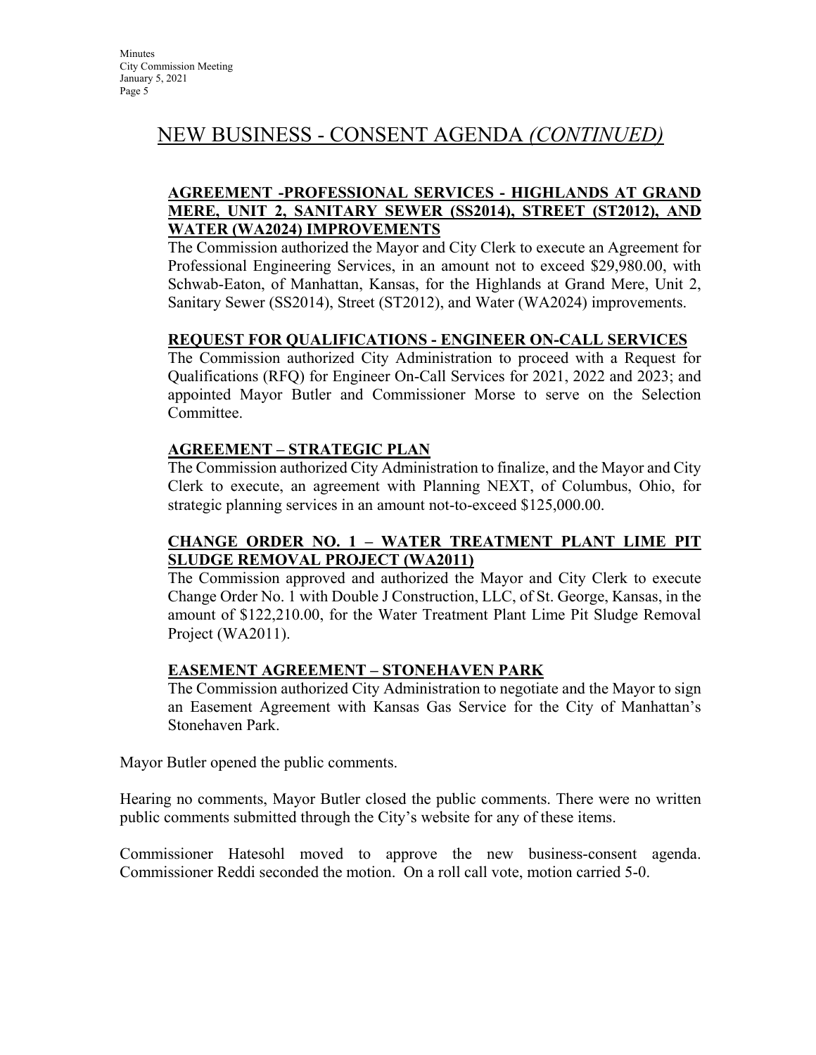## NEW BUSINESS - CONSENT AGENDA *(CONTINUED)*

**AGREEMENT -PROFESSIONAL SERVICES - HIGHLANDS AT GRAND MERE, UNIT 2, SANITARY SEWER (SS2014), STREET (ST2012), AND WATER (WA2024) IMPROVEMENTS**

The Commission authorized the Mayor and City Clerk to execute an Agreement for Professional Engineering Services, in an amount not to exceed $29,980.00, with Schwab-Eaton, of Manhattan, Kansas, for the Highlands at Grand Mere, Unit 2, Sanitary Sewer (SS2014), Street (ST2012), and Water (WA2024) improvements.

**REQUEST FOR QUALIFICATIONS - ENGINEER ON-CALL SERVICES**

The Commission authorized City Administration to proceed with a Request for Qualifications (RFQ) for Engineer On-Call Services for 2021, 2022 and 2023; and appointed Mayor Butler and Commissioner Morse to serve on the Selection Committee.

**AGREEMENT – STRATEGIC PLAN**

The Commission authorized City Administration to finalize, and the Mayor and City Clerk to execute, an agreement with Planning NEXT, of Columbus, Ohio, for strategic planning services in an amount not-to-exceed $125,000.00.

**CHANGE ORDER NO. 1 – WATER TREATMENT PLANT LIME PIT SLUDGE REMOVAL PROJECT (WA2011)**

The Commission approved and authorized the Mayor and City Clerk to execute Change Order No. 1 with Double J Construction, LLC, of St. George, Kansas, in the amount of $122,210.00, for the Water Treatment Plant Lime Pit Sludge Removal Project (WA2011).

**EASEMENT AGREEMENT – STONEHAVEN PARK**

The Commission authorized City Administration to negotiate and the Mayor to sign an Easement Agreement with Kansas Gas Service for the City of Manhattan's Stonehaven Park.

Mayor Butler opened the public comments.

Hearing no comments, Mayor Butler closed the public comments. There were no written public comments submitted through the City's website for any of these items.

Commissioner Hatesohl moved to approve the new business-consent agenda. Commissioner Reddi seconded the motion. On a roll call vote, motion carried 5-0.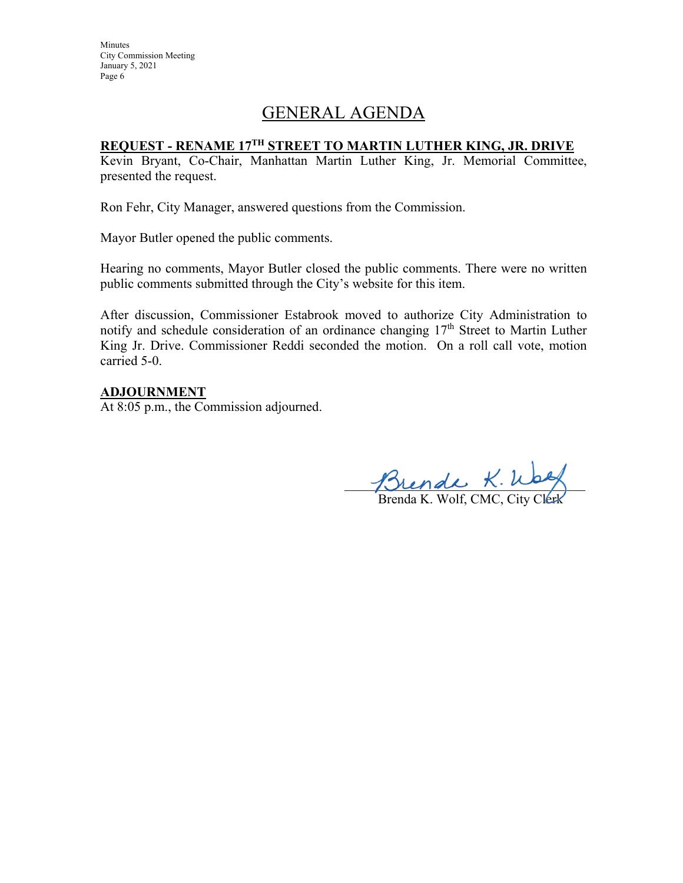# GENERAL AGENDA

**REQUEST - RENAME 17TH STREET TO MARTIN LUTHER KING, JR. DRIVE**

Kevin Bryant, Co-Chair, Manhattan Martin Luther King, Jr. Memorial Committee, presented the request.

Ron Fehr, City Manager, answered questions from the Commission.

Mayor Butler opened the public comments.

Hearing no comments, Mayor Butler closed the public comments. There were no written public comments submitted through the City's website for this item.

After discussion, Commissioner Estabrook moved to authorize City Administration to notify and schedule consideration of an ordinance changing 17th Street to Martin Luther King Jr. Drive. Commissioner Reddi seconded the motion. On a roll call vote, motion carried 5-0.

**ADJOURNMENT**

At 8:05 p.m., the Commission adjourned.

Brenda K. Wolf, CMC, City Clerk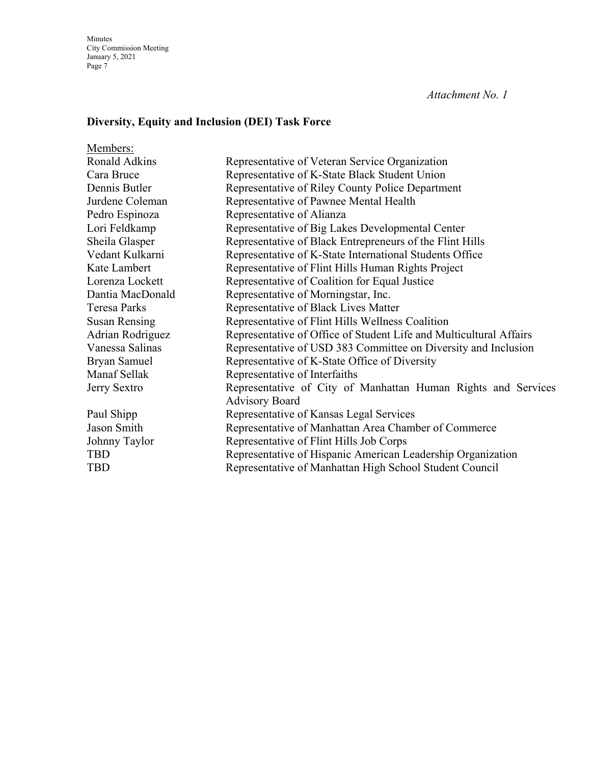*Attachment No. 1*

## Diversity, Equity and Inclusion (DEI) Task Force

Members:

| | |
|---|---|
| Ronald Adkins | Representative of Veteran Service Organization |
| Cara Bruce | Representative of K-State Black Student Union |
| Dennis Butler | Representative of Riley County Police Department |
| Jurdene Coleman | Representative of Pawnee Mental Health |
| Pedro Espinoza | Representative of Alianza |
| Lori Feldkamp | Representative of Big Lakes Developmental Center |
| Sheila Glasper | Representative of Black Entrepreneurs of the Flint Hills |
| Vedant Kulkarni | Representative of K-State International Students Office |
| Kate Lambert | Representative of Flint Hills Human Rights Project |
| Lorenza Lockett | Representative of Coalition for Equal Justice |
| Dantia MacDonald | Representative of Morningstar, Inc. |
| Teresa Parks | Representative of Black Lives Matter |
| Susan Rensing | Representative of Flint Hills Wellness Coalition |
| Adrian Rodriguez | Representative of Office of Student Life and Multicultural Affairs |
| Vanessa Salinas | Representative of USD 383 Committee on Diversity and Inclusion |
| Bryan Samuel | Representative of K-State Office of Diversity |
| Manaf Sellak | Representative of Interfaiths |
| Jerry Sextro | Representative of City of Manhattan Human Rights and Services Advisory Board |
| Paul Shipp | Representative of Kansas Legal Services |
| Jason Smith | Representative of Manhattan Area Chamber of Commerce |
| Johnny Taylor | Representative of Flint Hills Job Corps |
| TBD | Representative of Hispanic American Leadership Organization |
| TBD | Representative of Manhattan High School Student Council |